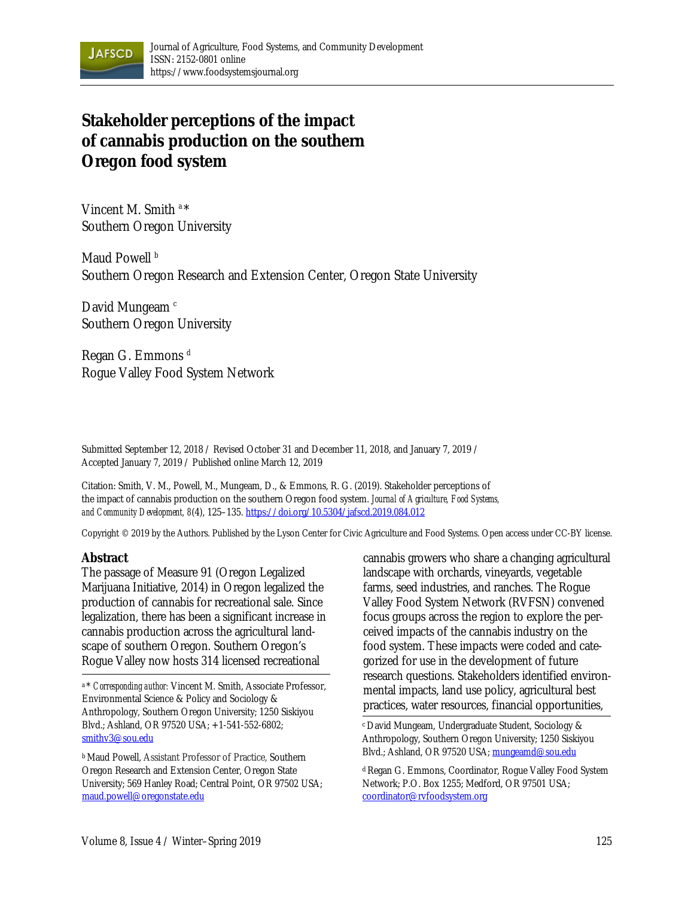# Stakeholder perceptions of the impact of cannabis production on the southern Oregon food system

Vincent M. Smith [a]*
Southern Oregon University

Maud Powell [b]
Southern Oregon Research and Extension Center, Oregon State University

David Mungeam [c]
Southern Oregon University

Regan G. Emmons [d]
Rogue Valley Food System Network

Submitted September 12, 2018 / Revised October 31 and December 11, 2018, and January 7, 2019 / Accepted January 7, 2019 / Published online March 12, 2019

Citation: Smith, V. M., Powell, M., Mungeam, D., & Emmons, R. G. (2019). Stakeholder perceptions of the impact of cannabis production on the southern Oregon food system. *Journal of Agriculture, Food Systems, and Community Development, 8*(4), 125–135. https://doi.org/10.5304/jafscd.2019.084.012

Copyright © 2019 by the Authors. Published by the Lyson Center for Civic Agriculture and Food Systems. Open access under CC-BY license.

## Abstract

The passage of Measure 91 (Oregon Legalized Marijuana Initiative, 2014) in Oregon legalized the production of cannabis for recreational sale. Since legalization, there has been a significant increase in cannabis production across the agricultural landscape of southern Oregon. Southern Oregon's Rogue Valley now hosts 314 licensed recreational cannabis growers who share a changing agricultural landscape with orchards, vineyards, vegetable farms, seed industries, and ranches. The Rogue Valley Food System Network (RVFSN) convened focus groups across the region to explore the perceived impacts of the cannabis industry on the food system. These impacts were coded and categorized for use in the development of future research questions. Stakeholders identified environmental impacts, land use policy, agricultural best practices, water resources, financial opportunities,

---

[a] * *Corresponding author:* Vincent M. Smith, Associate Professor, Environmental Science & Policy and Sociology & Anthropology, Southern Oregon University; 1250 Siskiyou Blvd.; Ashland, OR 97520 USA; +1-541-552-6802; smithv3@sou.edu

[b] Maud Powell, Assistant Professor of Practice, Southern Oregon Research and Extension Center, Oregon State University; 569 Hanley Road; Central Point, OR 97502 USA; maud.powell@oregonstate.edu

[c] David Mungeam, Undergraduate Student, Sociology & Anthropology, Southern Oregon University; 1250 Siskiyou Blvd.; Ashland, OR 97520 USA; mungeamd@sou.edu

[d] Regan G. Emmons, Coordinator, Rogue Valley Food System Network; P.O. Box 1255; Medford, OR 97501 USA; coordinator@rvfoodsystem.org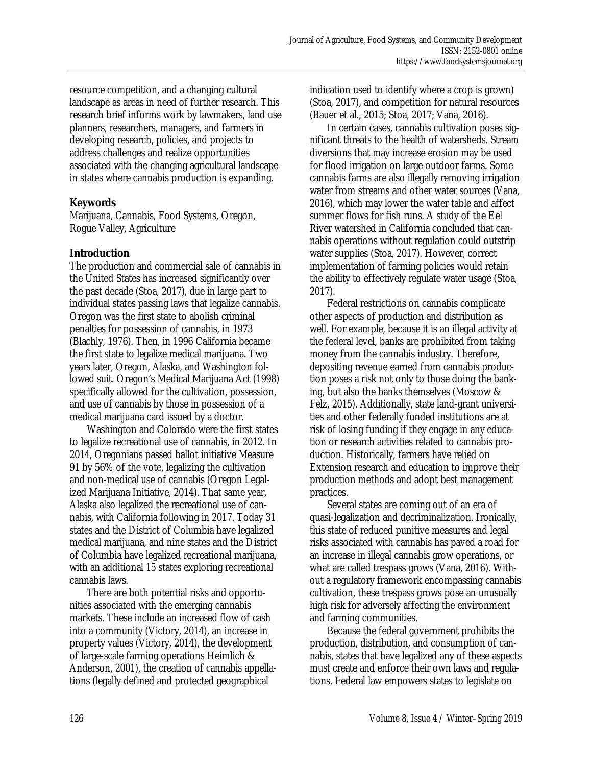resource competition, and a changing cultural landscape as areas in need of further research. This research brief informs work by lawmakers, land use planners, researchers, managers, and farmers in developing research, policies, and projects to address challenges and realize opportunities associated with the changing agricultural landscape in states where cannabis production is expanding.

## Keywords

Marijuana, Cannabis, Food Systems, Oregon, Rogue Valley, Agriculture

## Introduction

The production and commercial sale of cannabis in the United States has increased significantly over the past decade (Stoa, 2017), due in large part to individual states passing laws that legalize cannabis. Oregon was the first state to abolish criminal penalties for possession of cannabis, in 1973 (Blachly, 1976). Then, in 1996 California became the first state to legalize medical marijuana. Two years later, Oregon, Alaska, and Washington followed suit. Oregon's Medical Marijuana Act (1998) specifically allowed for the cultivation, possession, and use of cannabis by those in possession of a medical marijuana card issued by a doctor.

Washington and Colorado were the first states to legalize recreational use of cannabis, in 2012. In 2014, Oregonians passed ballot initiative Measure 91 by 56% of the vote, legalizing the cultivation and non-medical use of cannabis (Oregon Legalized Marijuana Initiative, 2014). That same year, Alaska also legalized the recreational use of cannabis, with California following in 2017. Today 31 states and the District of Columbia have legalized medical marijuana, and nine states and the District of Columbia have legalized recreational marijuana, with an additional 15 states exploring recreational cannabis laws.

There are both potential risks and opportunities associated with the emerging cannabis markets. These include an increased flow of cash into a community (Victory, 2014), an increase in property values (Victory, 2014), the development of large-scale farming operations Heimlich & Anderson, 2001), the creation of cannabis appellations (legally defined and protected geographical indication used to identify where a crop is grown) (Stoa, 2017), and competition for natural resources (Bauer et al., 2015; Stoa, 2017; Vana, 2016).

In certain cases, cannabis cultivation poses significant threats to the health of watersheds. Stream diversions that may increase erosion may be used for flood irrigation on large outdoor farms. Some cannabis farms are also illegally removing irrigation water from streams and other water sources (Vana, 2016), which may lower the water table and affect summer flows for fish runs. A study of the Eel River watershed in California concluded that cannabis operations without regulation could outstrip water supplies (Stoa, 2017). However, correct implementation of farming policies would retain the ability to effectively regulate water usage (Stoa, 2017).

Federal restrictions on cannabis complicate other aspects of production and distribution as well. For example, because it is an illegal activity at the federal level, banks are prohibited from taking money from the cannabis industry. Therefore, depositing revenue earned from cannabis production poses a risk not only to those doing the banking, but also the banks themselves (Moscow & Felz, 2015). Additionally, state land-grant universities and other federally funded institutions are at risk of losing funding if they engage in any education or research activities related to cannabis production. Historically, farmers have relied on Extension research and education to improve their production methods and adopt best management practices.

Several states are coming out of an era of quasi-legalization and decriminalization. Ironically, this state of reduced punitive measures and legal risks associated with cannabis has paved a road for an increase in illegal cannabis grow operations, or what are called trespass grows (Vana, 2016). Without a regulatory framework encompassing cannabis cultivation, these trespass grows pose an unusually high risk for adversely affecting the environment and farming communities.

Because the federal government prohibits the production, distribution, and consumption of cannabis, states that have legalized any of these aspects must create and enforce their own laws and regulations. Federal law empowers states to legislate on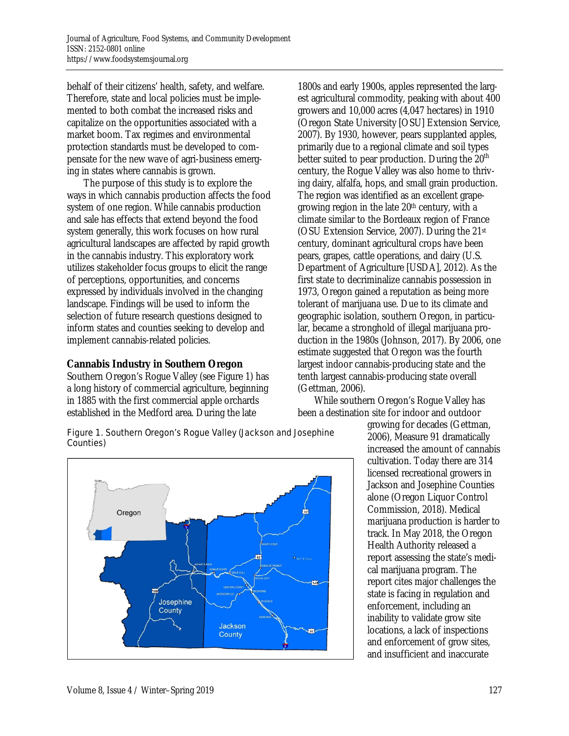behalf of their citizens' health, safety, and welfare. Therefore, state and local policies must be implemented to both combat the increased risks and capitalize on the opportunities associated with a market boom. Tax regimes and environmental protection standards must be developed to compensate for the new wave of agri-business emerging in states where cannabis is grown.

The purpose of this study is to explore the ways in which cannabis production affects the food system of one region. While cannabis production and sale has effects that extend beyond the food system generally, this work focuses on how rural agricultural landscapes are affected by rapid growth in the cannabis industry. This exploratory work utilizes stakeholder focus groups to elicit the range of perceptions, opportunities, and concerns expressed by individuals involved in the changing landscape. Findings will be used to inform the selection of future research questions designed to inform states and counties seeking to develop and implement cannabis-related policies.

## Cannabis Industry in Southern Oregon

Southern Oregon's Rogue Valley (see Figure 1) has a long history of commercial agriculture, beginning in 1885 with the first commercial apple orchards established in the Medford area. During the late 1800s and early 1900s, apples represented the largest agricultural commodity, peaking with about 400 growers and 10,000 acres (4,047 hectares) in 1910 (Oregon State University [OSU] Extension Service, 2007). By 1930, however, pears supplanted apples, primarily due to a regional climate and soil types better suited to pear production. During the 20th century, the Rogue Valley was also home to thriving dairy, alfalfa, hops, and small grain production. The region was identified as an excellent grape-growing region in the late 20th century, with a climate similar to the Bordeaux region of France (OSU Extension Service, 2007). During the 21st century, dominant agricultural crops have been pears, grapes, cattle operations, and dairy (U.S. Department of Agriculture [USDA], 2012). As the first state to decriminalize cannabis possession in 1973, Oregon gained a reputation as being more tolerant of marijuana use. Due to its climate and geographic isolation, southern Oregon, in particular, became a stronghold of illegal marijuana production in the 1980s (Johnson, 2017). By 2006, one estimate suggested that Oregon was the fourth largest indoor cannabis-producing state and the tenth largest cannabis-producing state overall (Gettman, 2006).

While southern Oregon's Rogue Valley has been a destination site for indoor and outdoor growing for decades (Gettman, 2006), Measure 91 dramatically increased the amount of cannabis cultivation. Today there are 314 licensed recreational growers in Jackson and Josephine Counties alone (Oregon Liquor Control Commission, 2018). Medical marijuana production is harder to track. In May 2018, the Oregon Health Authority released a report assessing the state's medical marijuana program. The report cites major challenges the state is facing in regulation and enforcement, including an inability to validate grow site locations, a lack of inspections and enforcement of grow sites, and insufficient and inaccurate

Figure 1. Southern Oregon's Rogue Valley (Jackson and Josephine Counties)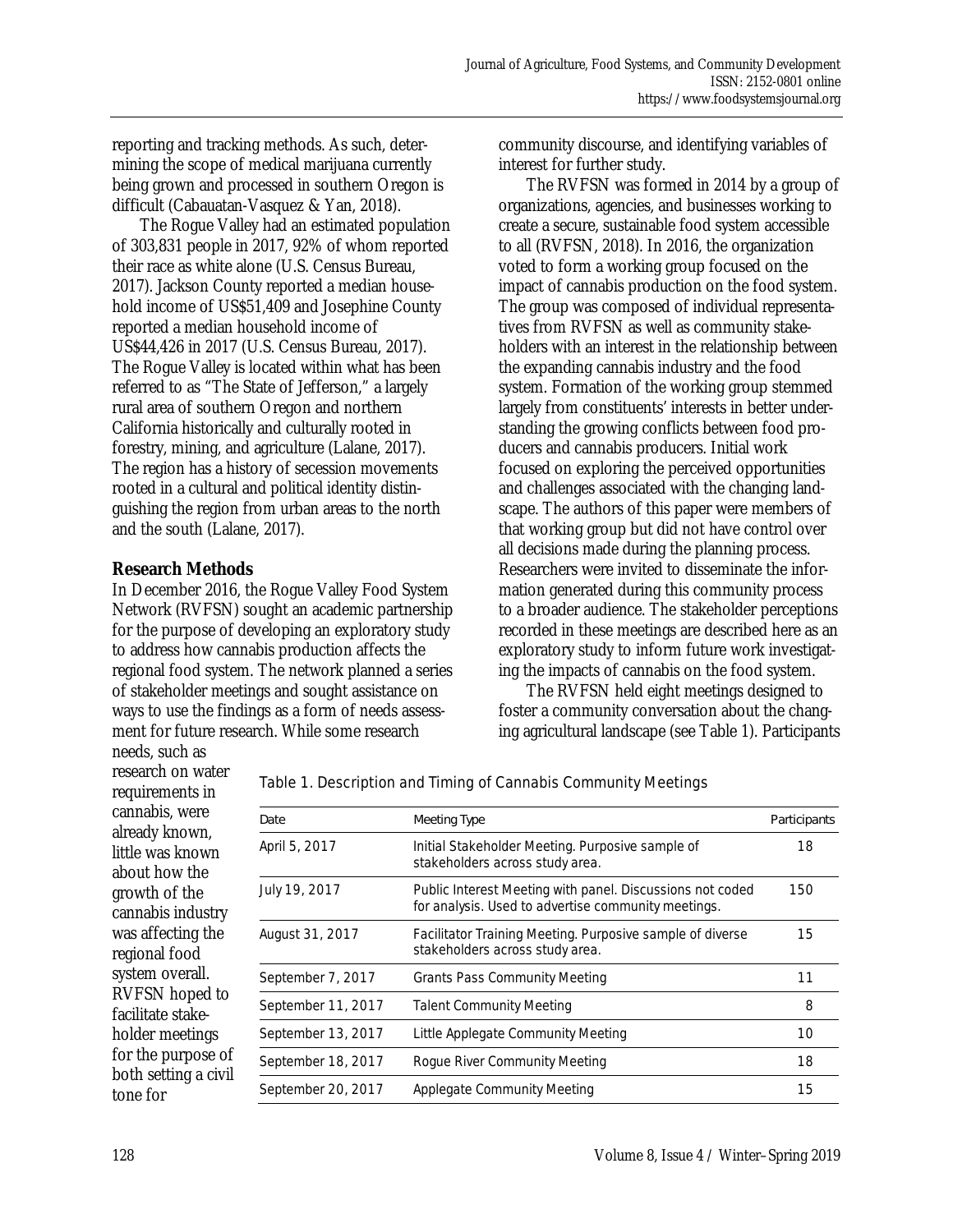reporting and tracking methods. As such, determining the scope of medical marijuana currently being grown and processed in southern Oregon is difficult (Cabauatan-Vasquez & Yan, 2018).

The Rogue Valley had an estimated population of 303,831 people in 2017, 92% of whom reported their race as white alone (U.S. Census Bureau, 2017). Jackson County reported a median household income of US$51,409 and Josephine County reported a median household income of US$44,426 in 2017 (U.S. Census Bureau, 2017). The Rogue Valley is located within what has been referred to as "The State of Jefferson," a largely rural area of southern Oregon and northern California historically and culturally rooted in forestry, mining, and agriculture (Lalane, 2017). The region has a history of secession movements rooted in a cultural and political identity distinguishing the region from urban areas to the north and the south (Lalane, 2017).

## Research Methods

In December 2016, the Rogue Valley Food System Network (RVFSN) sought an academic partnership for the purpose of developing an exploratory study to address how cannabis production affects the regional food system. The network planned a series of stakeholder meetings and sought assistance on ways to use the findings as a form of needs assessment for future research. While some research needs, such as research on water requirements in cannabis, were already known, little was known about how the growth of the cannabis industry was affecting the regional food system overall. RVFSN hoped to facilitate stakeholder meetings for the purpose of both setting a civil tone for community discourse, and identifying variables of interest for further study.

The RVFSN was formed in 2014 by a group of organizations, agencies, and businesses working to create a secure, sustainable food system accessible to all (RVFSN, 2018). In 2016, the organization voted to form a working group focused on the impact of cannabis production on the food system. The group was composed of individual representatives from RVFSN as well as community stakeholders with an interest in the relationship between the expanding cannabis industry and the food system. Formation of the working group stemmed largely from constituents' interests in better understanding the growing conflicts between food producers and cannabis producers. Initial work focused on exploring the perceived opportunities and challenges associated with the changing landscape. The authors of this paper were members of that working group but did not have control over all decisions made during the planning process. Researchers were invited to disseminate the information generated during this community process to a broader audience. The stakeholder perceptions recorded in these meetings are described here as an exploratory study to inform future work investigating the impacts of cannabis on the food system.

The RVFSN held eight meetings designed to foster a community conversation about the changing agricultural landscape (see Table 1). Participants

Table 1. Description and Timing of Cannabis Community Meetings

| Date | Meeting Type | Participants |
|---|---|---|
| April 5, 2017 | Initial Stakeholder Meeting. Purposive sample of stakeholders across study area. | 18 |
| July 19, 2017 | Public Interest Meeting with panel. Discussions not coded for analysis. Used to advertise community meetings. | 150 |
| August 31, 2017 | Facilitator Training Meeting. Purposive sample of diverse stakeholders across study area. | 15 |
| September 7, 2017 | Grants Pass Community Meeting | 11 |
| September 11, 2017 | Talent Community Meeting | 8 |
| September 13, 2017 | Little Applegate Community Meeting | 10 |
| September 18, 2017 | Rogue River Community Meeting | 18 |
| September 20, 2017 | Applegate Community Meeting | 15 |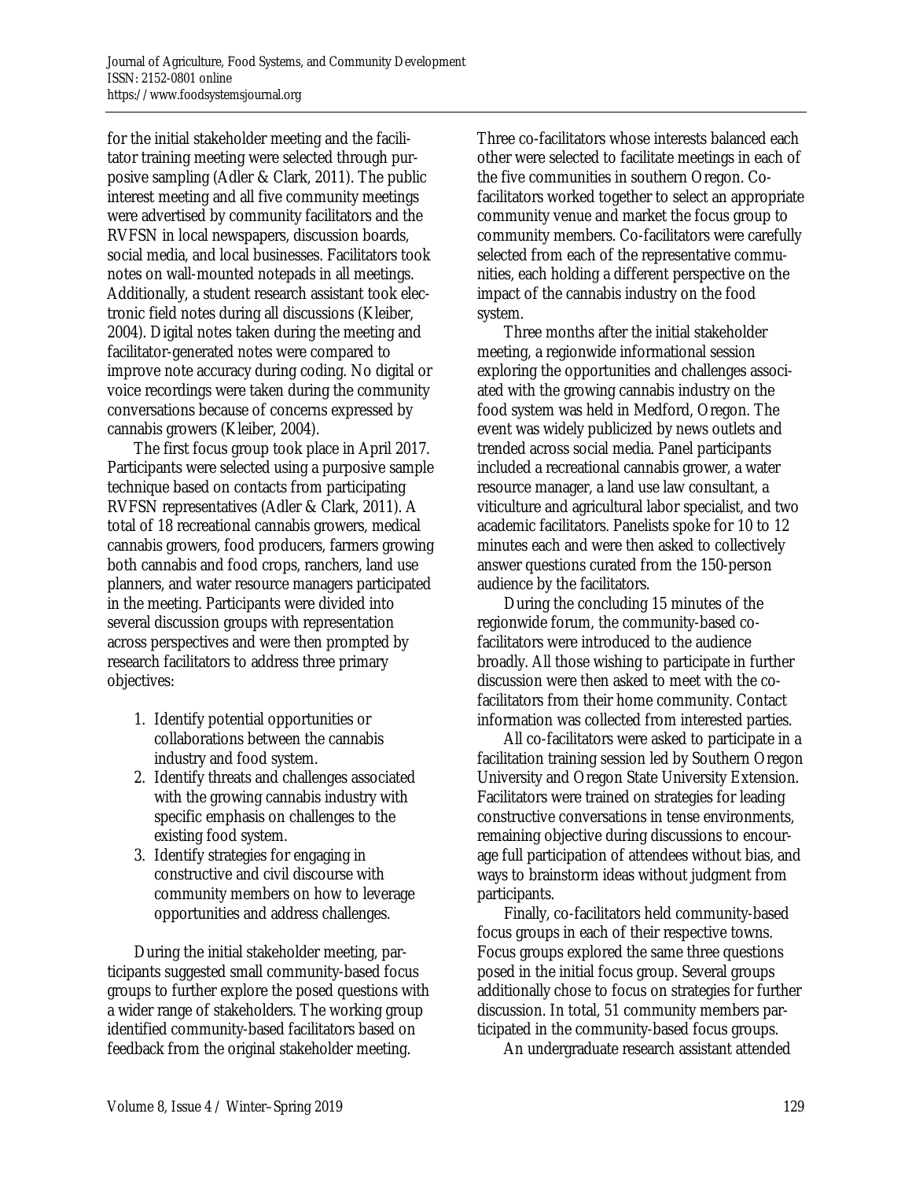for the initial stakeholder meeting and the facilitator training meeting were selected through purposive sampling (Adler & Clark, 2011). The public interest meeting and all five community meetings were advertised by community facilitators and the RVFSN in local newspapers, discussion boards, social media, and local businesses. Facilitators took notes on wall-mounted notepads in all meetings. Additionally, a student research assistant took electronic field notes during all discussions (Kleiber, 2004). Digital notes taken during the meeting and facilitator-generated notes were compared to improve note accuracy during coding. No digital or voice recordings were taken during the community conversations because of concerns expressed by cannabis growers (Kleiber, 2004).

The first focus group took place in April 2017. Participants were selected using a purposive sample technique based on contacts from participating RVFSN representatives (Adler & Clark, 2011). A total of 18 recreational cannabis growers, medical cannabis growers, food producers, farmers growing both cannabis and food crops, ranchers, land use planners, and water resource managers participated in the meeting. Participants were divided into several discussion groups with representation across perspectives and were then prompted by research facilitators to address three primary objectives:

1. Identify potential opportunities or collaborations between the cannabis industry and food system.
2. Identify threats and challenges associated with the growing cannabis industry with specific emphasis on challenges to the existing food system.
3. Identify strategies for engaging in constructive and civil discourse with community members on how to leverage opportunities and address challenges.

During the initial stakeholder meeting, participants suggested small community-based focus groups to further explore the posed questions with a wider range of stakeholders. The working group identified community-based facilitators based on feedback from the original stakeholder meeting. Three co-facilitators whose interests balanced each other were selected to facilitate meetings in each of the five communities in southern Oregon. Co-facilitators worked together to select an appropriate community venue and market the focus group to community members. Co-facilitators were carefully selected from each of the representative communities, each holding a different perspective on the impact of the cannabis industry on the food system.

Three months after the initial stakeholder meeting, a regionwide informational session exploring the opportunities and challenges associated with the growing cannabis industry on the food system was held in Medford, Oregon. The event was widely publicized by news outlets and trended across social media. Panel participants included a recreational cannabis grower, a water resource manager, a land use law consultant, a viticulture and agricultural labor specialist, and two academic facilitators. Panelists spoke for 10 to 12 minutes each and were then asked to collectively answer questions curated from the 150-person audience by the facilitators.

During the concluding 15 minutes of the regionwide forum, the community-based co-facilitators were introduced to the audience broadly. All those wishing to participate in further discussion were then asked to meet with the co-facilitators from their home community. Contact information was collected from interested parties.

All co-facilitators were asked to participate in a facilitation training session led by Southern Oregon University and Oregon State University Extension. Facilitators were trained on strategies for leading constructive conversations in tense environments, remaining objective during discussions to encourage full participation of attendees without bias, and ways to brainstorm ideas without judgment from participants.

Finally, co-facilitators held community-based focus groups in each of their respective towns. Focus groups explored the same three questions posed in the initial focus group. Several groups additionally chose to focus on strategies for further discussion. In total, 51 community members participated in the community-based focus groups.

An undergraduate research assistant attended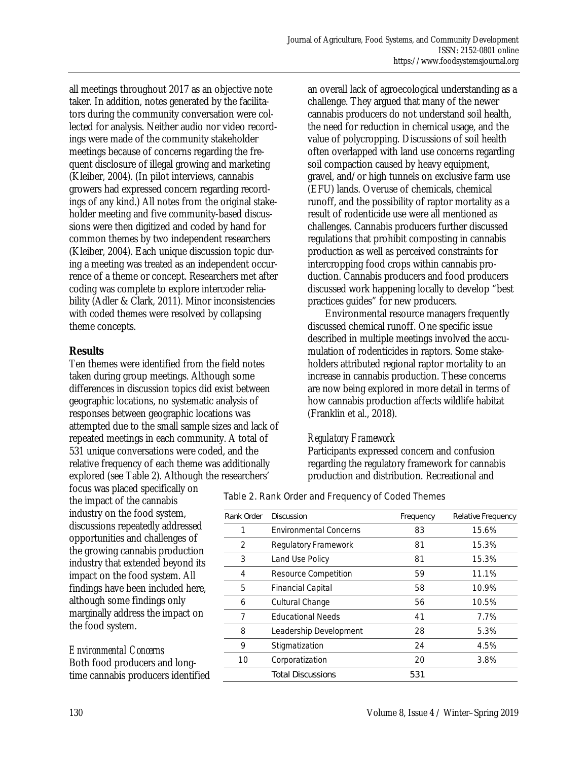all meetings throughout 2017 as an objective note taker. In addition, notes generated by the facilitators during the community conversation were collected for analysis. Neither audio nor video recordings were made of the community stakeholder meetings because of concerns regarding the frequent disclosure of illegal growing and marketing (Kleiber, 2004). (In pilot interviews, cannabis growers had expressed concern regarding recordings of any kind.) All notes from the original stakeholder meeting and five community-based discussions were then digitized and coded by hand for common themes by two independent researchers (Kleiber, 2004). Each unique discussion topic during a meeting was treated as an independent occurrence of a theme or concept. Researchers met after coding was complete to explore intercoder reliability (Adler & Clark, 2011). Minor inconsistencies with coded themes were resolved by collapsing theme concepts.

## Results

Ten themes were identified from the field notes taken during group meetings. Although some differences in discussion topics did exist between geographic locations, no systematic analysis of responses between geographic locations was attempted due to the small sample sizes and lack of repeated meetings in each community. A total of 531 unique conversations were coded, and the relative frequency of each theme was additionally explored (see Table 2). Although the researchers' focus was placed specifically on the impact of the cannabis industry on the food system, discussions repeatedly addressed opportunities and challenges of the growing cannabis production industry that extended beyond its impact on the food system. All findings have been included here, although some findings only marginally address the impact on the food system.

Table 2. Rank Order and Frequency of Coded Themes

| Rank Order | Discussion | Frequency | Relative Frequency |
|---|---|---|---|
| 1 | Environmental Concerns | 83 | 15.6% |
| 2 | Regulatory Framework | 81 | 15.3% |
| 3 | Land Use Policy | 81 | 15.3% |
| 4 | Resource Competition | 59 | 11.1% |
| 5 | Financial Capital | 58 | 10.9% |
| 6 | Cultural Change | 56 | 10.5% |
| 7 | Educational Needs | 41 | 7.7% |
| 8 | Leadership Development | 28 | 5.3% |
| 9 | Stigmatization | 24 | 4.5% |
| 10 | Corporatization | 20 | 3.8% |
| | Total Discussions | 531 | |

### *Environmental Concerns*

Both food producers and longtime cannabis producers identified an overall lack of agroecological understanding as a challenge. They argued that many of the newer cannabis producers do not understand soil health, the need for reduction in chemical usage, and the value of polycropping. Discussions of soil health often overlapped with land use concerns regarding soil compaction caused by heavy equipment, gravel, and/or high tunnels on exclusive farm use (EFU) lands. Overuse of chemicals, chemical runoff, and the possibility of raptor mortality as a result of rodenticide use were all mentioned as challenges. Cannabis producers further discussed regulations that prohibit composting in cannabis production as well as perceived constraints for intercropping food crops within cannabis production. Cannabis producers and food producers discussed work happening locally to develop "best practices guides" for new producers.

Environmental resource managers frequently discussed chemical runoff. One specific issue described in multiple meetings involved the accumulation of rodenticides in raptors. Some stakeholders attributed regional raptor mortality to an increase in cannabis production. These concerns are now being explored in more detail in terms of how cannabis production affects wildlife habitat (Franklin et al., 2018).

### *Regulatory Framework*

Participants expressed concern and confusion regarding the regulatory framework for cannabis production and distribution. Recreational and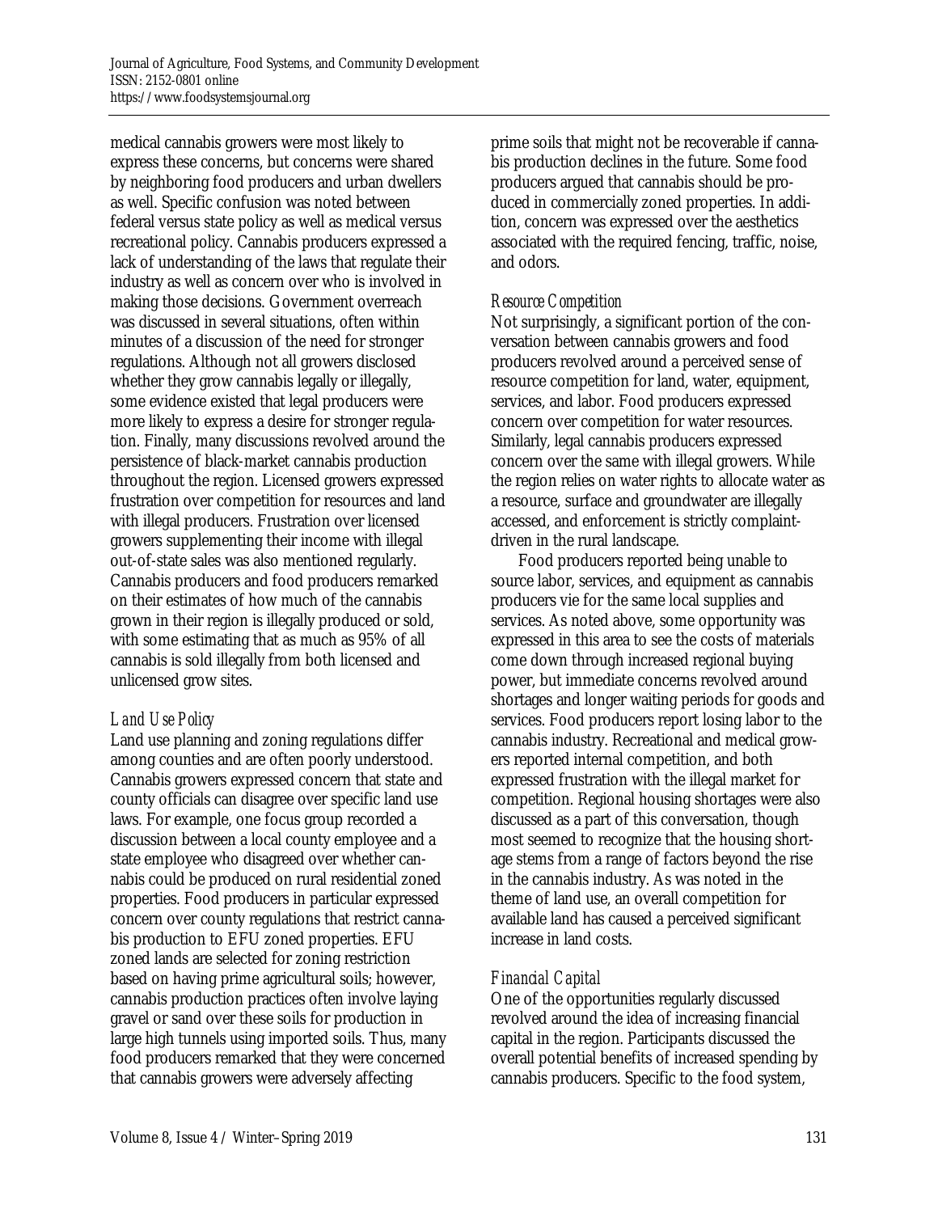medical cannabis growers were most likely to express these concerns, but concerns were shared by neighboring food producers and urban dwellers as well. Specific confusion was noted between federal versus state policy as well as medical versus recreational policy. Cannabis producers expressed a lack of understanding of the laws that regulate their industry as well as concern over who is involved in making those decisions. Government overreach was discussed in several situations, often within minutes of a discussion of the need for stronger regulations. Although not all growers disclosed whether they grow cannabis legally or illegally, some evidence existed that legal producers were more likely to express a desire for stronger regulation. Finally, many discussions revolved around the persistence of black-market cannabis production throughout the region. Licensed growers expressed frustration over competition for resources and land with illegal producers. Frustration over licensed growers supplementing their income with illegal out-of-state sales was also mentioned regularly. Cannabis producers and food producers remarked on their estimates of how much of the cannabis grown in their region is illegally produced or sold, with some estimating that as much as 95% of all cannabis is sold illegally from both licensed and unlicensed grow sites.

### *Land Use Policy*

Land use planning and zoning regulations differ among counties and are often poorly understood. Cannabis growers expressed concern that state and county officials can disagree over specific land use laws. For example, one focus group recorded a discussion between a local county employee and a state employee who disagreed over whether cannabis could be produced on rural residential zoned properties. Food producers in particular expressed concern over county regulations that restrict cannabis production to EFU zoned properties. EFU zoned lands are selected for zoning restriction based on having prime agricultural soils; however, cannabis production practices often involve laying gravel or sand over these soils for production in large high tunnels using imported soils. Thus, many food producers remarked that they were concerned that cannabis growers were adversely affecting prime soils that might not be recoverable if cannabis production declines in the future. Some food producers argued that cannabis should be produced in commercially zoned properties. In addition, concern was expressed over the aesthetics associated with the required fencing, traffic, noise, and odors.

### *Resource Competition*

Not surprisingly, a significant portion of the conversation between cannabis growers and food producers revolved around a perceived sense of resource competition for land, water, equipment, services, and labor. Food producers expressed concern over competition for water resources. Similarly, legal cannabis producers expressed concern over the same with illegal growers. While the region relies on water rights to allocate water as a resource, surface and groundwater are illegally accessed, and enforcement is strictly complaint-driven in the rural landscape.

Food producers reported being unable to source labor, services, and equipment as cannabis producers vie for the same local supplies and services. As noted above, some opportunity was expressed in this area to see the costs of materials come down through increased regional buying power, but immediate concerns revolved around shortages and longer waiting periods for goods and services. Food producers report losing labor to the cannabis industry. Recreational and medical growers reported internal competition, and both expressed frustration with the illegal market for competition. Regional housing shortages were also discussed as a part of this conversation, though most seemed to recognize that the housing shortage stems from a range of factors beyond the rise in the cannabis industry. As was noted in the theme of land use, an overall competition for available land has caused a perceived significant increase in land costs.

### *Financial Capital*

One of the opportunities regularly discussed revolved around the idea of increasing financial capital in the region. Participants discussed the overall potential benefits of increased spending by cannabis producers. Specific to the food system,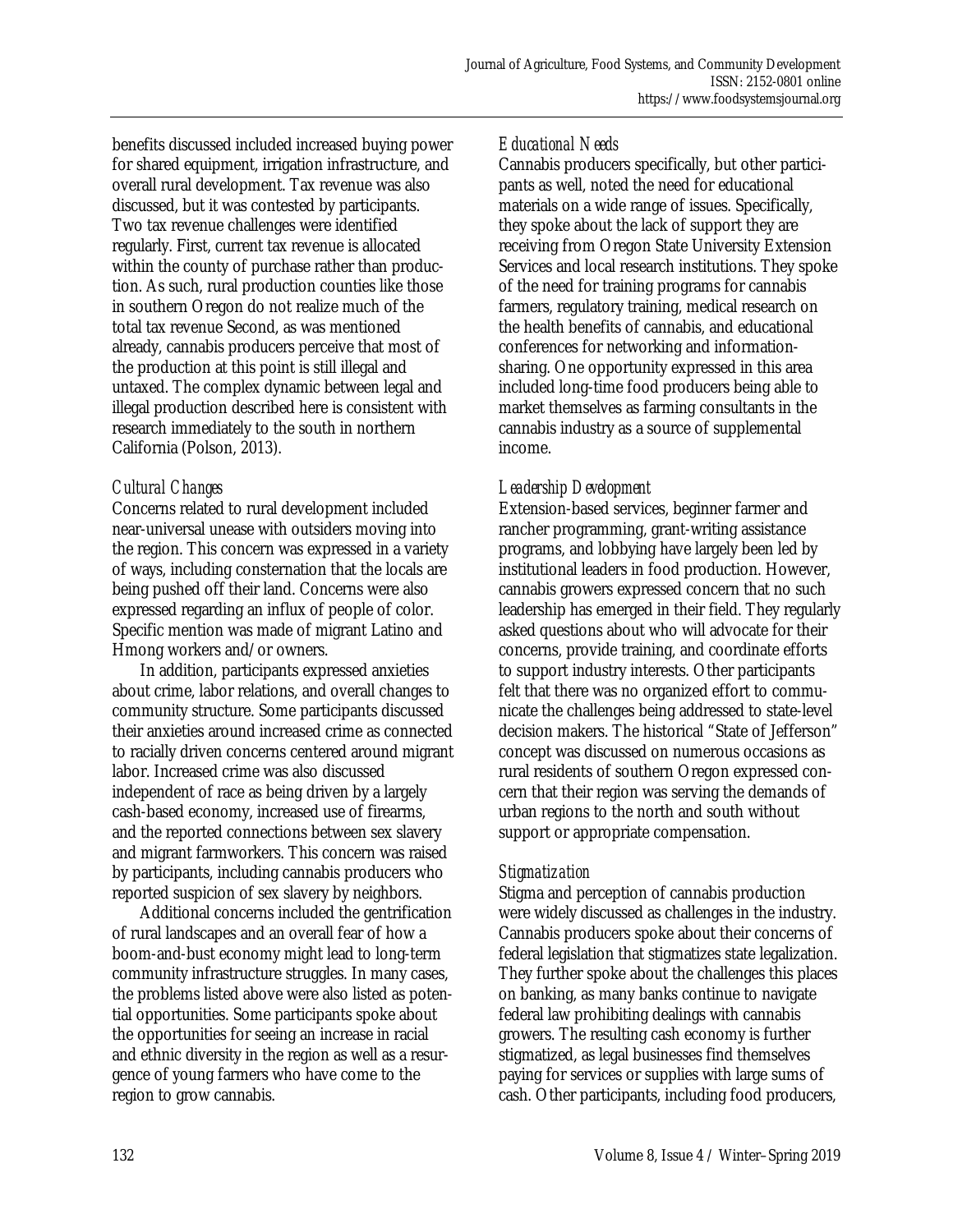benefits discussed included increased buying power for shared equipment, irrigation infrastructure, and overall rural development. Tax revenue was also discussed, but it was contested by participants. Two tax revenue challenges were identified regularly. First, current tax revenue is allocated within the county of purchase rather than production. As such, rural production counties like those in southern Oregon do not realize much of the total tax revenue Second, as was mentioned already, cannabis producers perceive that most of the production at this point is still illegal and untaxed. The complex dynamic between legal and illegal production described here is consistent with research immediately to the south in northern California (Polson, 2013).

*Cultural Changes*

Concerns related to rural development included near-universal unease with outsiders moving into the region. This concern was expressed in a variety of ways, including consternation that the locals are being pushed off their land. Concerns were also expressed regarding an influx of people of color. Specific mention was made of migrant Latino and Hmong workers and/or owners.

In addition, participants expressed anxieties about crime, labor relations, and overall changes to community structure. Some participants discussed their anxieties around increased crime as connected to racially driven concerns centered around migrant labor. Increased crime was also discussed independent of race as being driven by a largely cash-based economy, increased use of firearms, and the reported connections between sex slavery and migrant farmworkers. This concern was raised by participants, including cannabis producers who reported suspicion of sex slavery by neighbors.

Additional concerns included the gentrification of rural landscapes and an overall fear of how a boom-and-bust economy might lead to long-term community infrastructure struggles. In many cases, the problems listed above were also listed as potential opportunities. Some participants spoke about the opportunities for seeing an increase in racial and ethnic diversity in the region as well as a resurgence of young farmers who have come to the region to grow cannabis.

*Educational Needs*

Cannabis producers specifically, but other participants as well, noted the need for educational materials on a wide range of issues. Specifically, they spoke about the lack of support they are receiving from Oregon State University Extension Services and local research institutions. They spoke of the need for training programs for cannabis farmers, regulatory training, medical research on the health benefits of cannabis, and educational conferences for networking and information-sharing. One opportunity expressed in this area included long-time food producers being able to market themselves as farming consultants in the cannabis industry as a source of supplemental income.

*Leadership Development*

Extension-based services, beginner farmer and rancher programming, grant-writing assistance programs, and lobbying have largely been led by institutional leaders in food production. However, cannabis growers expressed concern that no such leadership has emerged in their field. They regularly asked questions about who will advocate for their concerns, provide training, and coordinate efforts to support industry interests. Other participants felt that there was no organized effort to communicate the challenges being addressed to state-level decision makers. The historical "State of Jefferson" concept was discussed on numerous occasions as rural residents of southern Oregon expressed concern that their region was serving the demands of urban regions to the north and south without support or appropriate compensation.

*Stigmatization*

Stigma and perception of cannabis production were widely discussed as challenges in the industry. Cannabis producers spoke about their concerns of federal legislation that stigmatizes state legalization. They further spoke about the challenges this places on banking, as many banks continue to navigate federal law prohibiting dealings with cannabis growers. The resulting cash economy is further stigmatized, as legal businesses find themselves paying for services or supplies with large sums of cash. Other participants, including food producers,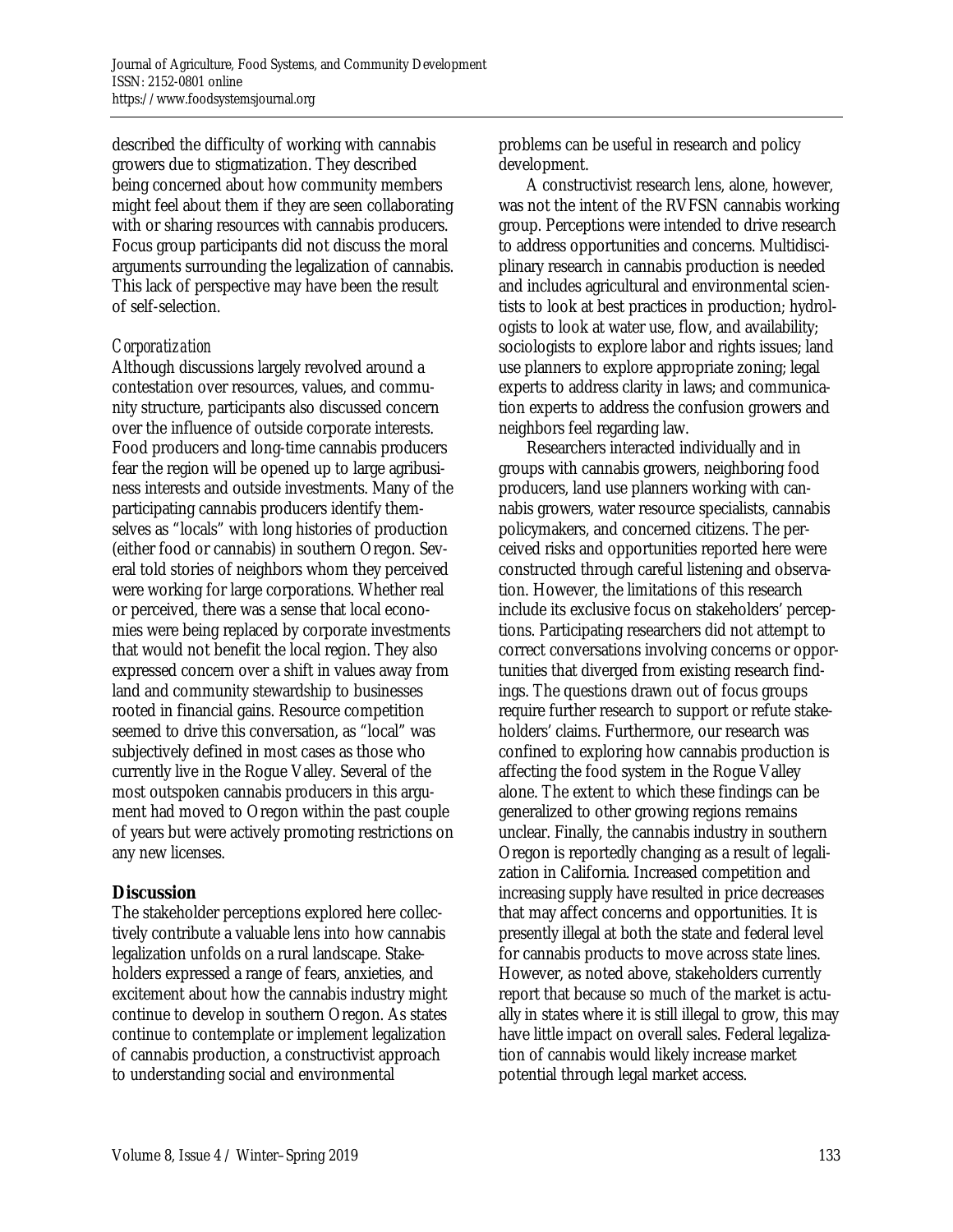described the difficulty of working with cannabis growers due to stigmatization. They described being concerned about how community members might feel about them if they are seen collaborating with or sharing resources with cannabis producers. Focus group participants did not discuss the moral arguments surrounding the legalization of cannabis. This lack of perspective may have been the result of self-selection.

### *Corporatization*

Although discussions largely revolved around a contestation over resources, values, and community structure, participants also discussed concern over the influence of outside corporate interests. Food producers and long-time cannabis producers fear the region will be opened up to large agribusiness interests and outside investments. Many of the participating cannabis producers identify themselves as "locals" with long histories of production (either food or cannabis) in southern Oregon. Several told stories of neighbors whom they perceived were working for large corporations. Whether real or perceived, there was a sense that local economies were being replaced by corporate investments that would not benefit the local region. They also expressed concern over a shift in values away from land and community stewardship to businesses rooted in financial gains. Resource competition seemed to drive this conversation, as "local" was subjectively defined in most cases as those who currently live in the Rogue Valley. Several of the most outspoken cannabis producers in this argument had moved to Oregon within the past couple of years but were actively promoting restrictions on any new licenses.

## Discussion

The stakeholder perceptions explored here collectively contribute a valuable lens into how cannabis legalization unfolds on a rural landscape. Stakeholders expressed a range of fears, anxieties, and excitement about how the cannabis industry might continue to develop in southern Oregon. As states continue to contemplate or implement legalization of cannabis production, a constructivist approach to understanding social and environmental problems can be useful in research and policy development.

A constructivist research lens, alone, however, was not the intent of the RVFSN cannabis working group. Perceptions were intended to drive research to address opportunities and concerns. Multidisciplinary research in cannabis production is needed and includes agricultural and environmental scientists to look at best practices in production; hydrologists to look at water use, flow, and availability; sociologists to explore labor and rights issues; land use planners to explore appropriate zoning; legal experts to address clarity in laws; and communication experts to address the confusion growers and neighbors feel regarding law.

Researchers interacted individually and in groups with cannabis growers, neighboring food producers, land use planners working with cannabis growers, water resource specialists, cannabis policymakers, and concerned citizens. The perceived risks and opportunities reported here were constructed through careful listening and observation. However, the limitations of this research include its exclusive focus on stakeholders' perceptions. Participating researchers did not attempt to correct conversations involving concerns or opportunities that diverged from existing research findings. The questions drawn out of focus groups require further research to support or refute stakeholders' claims. Furthermore, our research was confined to exploring how cannabis production is affecting the food system in the Rogue Valley alone. The extent to which these findings can be generalized to other growing regions remains unclear. Finally, the cannabis industry in southern Oregon is reportedly changing as a result of legalization in California. Increased competition and increasing supply have resulted in price decreases that may affect concerns and opportunities. It is presently illegal at both the state and federal level for cannabis products to move across state lines. However, as noted above, stakeholders currently report that because so much of the market is actually in states where it is still illegal to grow, this may have little impact on overall sales. Federal legalization of cannabis would likely increase market potential through legal market access.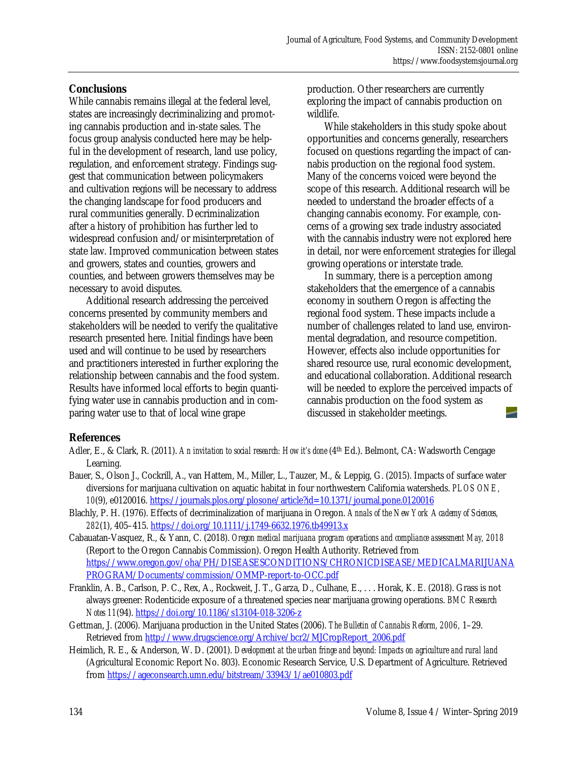## Conclusions

While cannabis remains illegal at the federal level, states are increasingly decriminalizing and promoting cannabis production and in-state sales. The focus group analysis conducted here may be helpful in the development of research, land use policy, regulation, and enforcement strategy. Findings suggest that communication between policymakers and cultivation regions will be necessary to address the changing landscape for food producers and rural communities generally. Decriminalization after a history of prohibition has further led to widespread confusion and/or misinterpretation of state law. Improved communication between states and growers, states and counties, growers and counties, and between growers themselves may be necessary to avoid disputes.

Additional research addressing the perceived concerns presented by community members and stakeholders will be needed to verify the qualitative research presented here. Initial findings have been used and will continue to be used by researchers and practitioners interested in further exploring the relationship between cannabis and the food system. Results have informed local efforts to begin quantifying water use in cannabis production and in comparing water use to that of local wine grape production. Other researchers are currently exploring the impact of cannabis production on wildlife.

While stakeholders in this study spoke about opportunities and concerns generally, researchers focused on questions regarding the impact of cannabis production on the regional food system. Many of the concerns voiced were beyond the scope of this research. Additional research will be needed to understand the broader effects of a changing cannabis economy. For example, concerns of a growing sex trade industry associated with the cannabis industry were not explored here in detail, nor were enforcement strategies for illegal growing operations or interstate trade.

In summary, there is a perception among stakeholders that the emergence of a cannabis economy in southern Oregon is affecting the regional food system. These impacts include a number of challenges related to land use, environmental degradation, and resource competition. However, effects also include opportunities for shared resource use, rural economic development, and educational collaboration. Additional research will be needed to explore the perceived impacts of cannabis production on the food system as discussed in stakeholder meetings.

## References

Adler, E., & Clark, R. (2011). *An invitation to social research: How it's done* (4th Ed.). Belmont, CA: Wadsworth Cengage Learning.

Bauer, S., Olson J., Cockrill, A., van Hattem, M., Miller, L., Tauzer, M., & Leppig, G. (2015). Impacts of surface water diversions for marijuana cultivation on aquatic habitat in four northwestern California watersheds. *PLOS ONE, 10*(9), e0120016. https://journals.plos.org/plosone/article?id=10.1371/journal.pone.0120016

Blachly, P. H. (1976). Effects of decriminalization of marijuana in Oregon. *Annals of the New York Academy of Sciences, 282*(1), 405–415. https://doi.org/10.1111/j.1749-6632.1976.tb49913.x

Cabauatan-Vasquez, R., & Yann, C. (2018). *Oregon medical marijuana program operations and compliance assessment May, 2018* (Report to the Oregon Cannabis Commission). Oregon Health Authority. Retrieved from https://www.oregon.gov/oha/PH/DISEASESCONDITIONS/CHRONICDISEASE/MEDICALMARIJUANAPROGRAM/Documents/commission/OMMP-report-to-OCC.pdf

Franklin, A. B., Carlson, P. C., Rex, A., Rockweit, J. T., Garza, D., Culhane, E., . . . Horak, K. E. (2018). Grass is not always greener: Rodenticide exposure of a threatened species near marijuana growing operations. *BMC Research Notes 11*(94). https://doi.org/10.1186/s13104-018-3206-z

Gettman, J. (2006). Marijuana production in the United States (2006). *The Bulletin of Cannabis Reform, 2006,* 1–29. Retrieved from http://www.drugscience.org/Archive/bcr2/MJCropReport_2006.pdf

Heimlich, R. E., & Anderson, W. D. (2001). *Development at the urban fringe and beyond: Impacts on agriculture and rural land* (Agricultural Economic Report No. 803). Economic Research Service, U.S. Department of Agriculture. Retrieved from https://ageconsearch.umn.edu/bitstream/33943/1/ae010803.pdf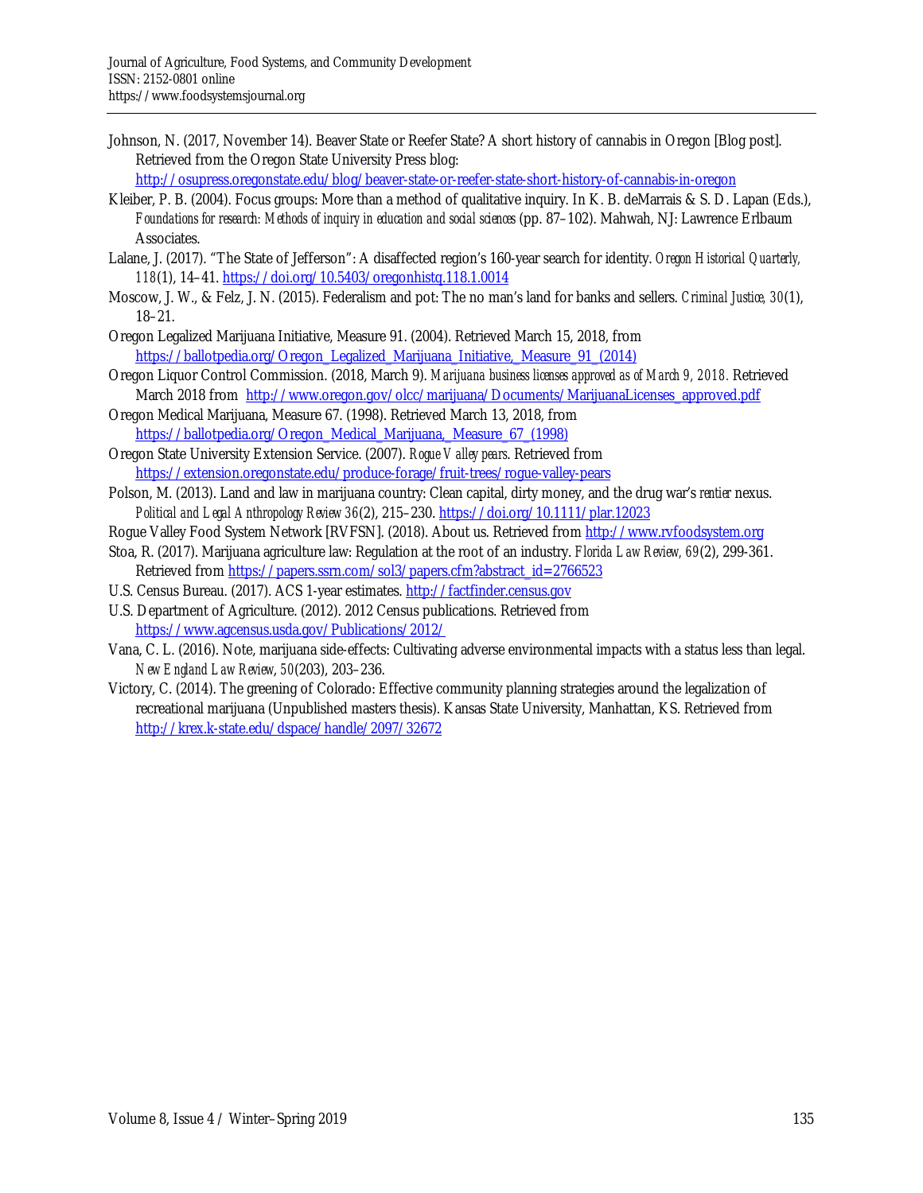Johnson, N. (2017, November 14). Beaver State or Reefer State? A short history of cannabis in Oregon [Blog post]. Retrieved from the Oregon State University Press blog: http://osupress.oregonstate.edu/blog/beaver-state-or-reefer-state-short-history-of-cannabis-in-oregon

Kleiber, P. B. (2004). Focus groups: More than a method of qualitative inquiry. In K. B. deMarrais & S. D. Lapan (Eds.), *Foundations for research: Methods of inquiry in education and social sciences* (pp. 87–102). Mahwah, NJ: Lawrence Erlbaum Associates.

Lalane, J. (2017). "The State of Jefferson": A disaffected region's 160-year search for identity. *Oregon Historical Quarterly, 118*(1), 14–41. https://doi.org/10.5403/oregonhistq.118.1.0014

Moscow, J. W., & Felz, J. N. (2015). Federalism and pot: The no man's land for banks and sellers. *Criminal Justice, 30*(1), 18–21.

Oregon Legalized Marijuana Initiative, Measure 91. (2004). Retrieved March 15, 2018, from https://ballotpedia.org/Oregon_Legalized_Marijuana_Initiative,_Measure_91_(2014)

Oregon Liquor Control Commission. (2018, March 9). *Marijuana business licenses approved as of March 9, 2018.* Retrieved March 2018 from http://www.oregon.gov/olcc/marijuana/Documents/MarijuanaLicenses_approved.pdf

Oregon Medical Marijuana, Measure 67. (1998). Retrieved March 13, 2018, from https://ballotpedia.org/Oregon_Medical_Marijuana,_Measure_67_(1998)

Oregon State University Extension Service. (2007). *Rogue Valley pears*. Retrieved from https://extension.oregonstate.edu/produce-forage/fruit-trees/rogue-valley-pears

Polson, M. (2013). Land and law in marijuana country: Clean capital, dirty money, and the drug war's *rentier* nexus. *Political and Legal Anthropology Review 36*(2), 215–230. https://doi.org/10.1111/plar.12023

Rogue Valley Food System Network [RVFSN]. (2018). About us. Retrieved from http://www.rvfoodsystem.org

Stoa, R. (2017). Marijuana agriculture law: Regulation at the root of an industry. *Florida Law Review, 69*(2), 299-361. Retrieved from https://papers.ssrn.com/sol3/papers.cfm?abstract_id=2766523

U.S. Census Bureau. (2017). ACS 1-year estimates. http://factfinder.census.gov

U.S. Department of Agriculture. (2012). 2012 Census publications. Retrieved from https://www.agcensus.usda.gov/Publications/2012/

Vana, C. L. (2016). Note, marijuana side-effects: Cultivating adverse environmental impacts with a status less than legal. *New England Law Review*, *50*(203), 203–236.

Victory, C. (2014). The greening of Colorado: Effective community planning strategies around the legalization of recreational marijuana (Unpublished masters thesis). Kansas State University, Manhattan, KS. Retrieved from http://krex.k-state.edu/dspace/handle/2097/32672